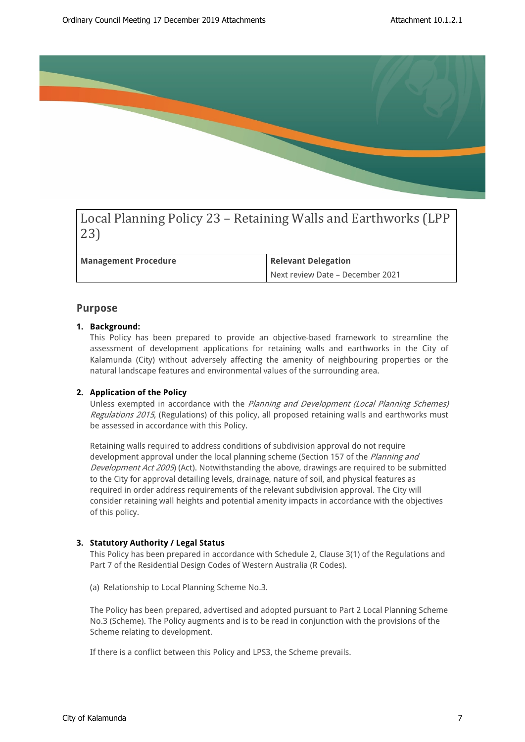# Local Planning Policy 23 – Retaining Walls and Earthworks (LPP 23)

| Management Procedure | Relevant Delegation |
| --- | --- |
| | Next review Date – December 2021 |

## Purpose

**1. Background:**

This Policy has been prepared to provide an objective-based framework to streamline the assessment of development applications for retaining walls and earthworks in the City of Kalamunda (City) without adversely affecting the amenity of neighbouring properties or the natural landscape features and environmental values of the surrounding area.

**2. Application of the Policy**

Unless exempted in accordance with the *Planning and Development (Local Planning Schemes) Regulations 2015*, (Regulations) of this policy, all proposed retaining walls and earthworks must be assessed in accordance with this Policy.

Retaining walls required to address conditions of subdivision approval do not require development approval under the local planning scheme (Section 157 of the *Planning and Development Act 2005*) (Act). Notwithstanding the above, drawings are required to be submitted to the City for approval detailing levels, drainage, nature of soil, and physical features as required in order address requirements of the relevant subdivision approval. The City will consider retaining wall heights and potential amenity impacts in accordance with the objectives of this policy.

**3. Statutory Authority / Legal Status**

This Policy has been prepared in accordance with Schedule 2, Clause 3(1) of the Regulations and Part 7 of the Residential Design Codes of Western Australia (R Codes).

(a) Relationship to Local Planning Scheme No.3.

The Policy has been prepared, advertised and adopted pursuant to Part 2 Local Planning Scheme No.3 (Scheme). The Policy augments and is to be read in conjunction with the provisions of the Scheme relating to development.

If there is a conflict between this Policy and LPS3, the Scheme prevails.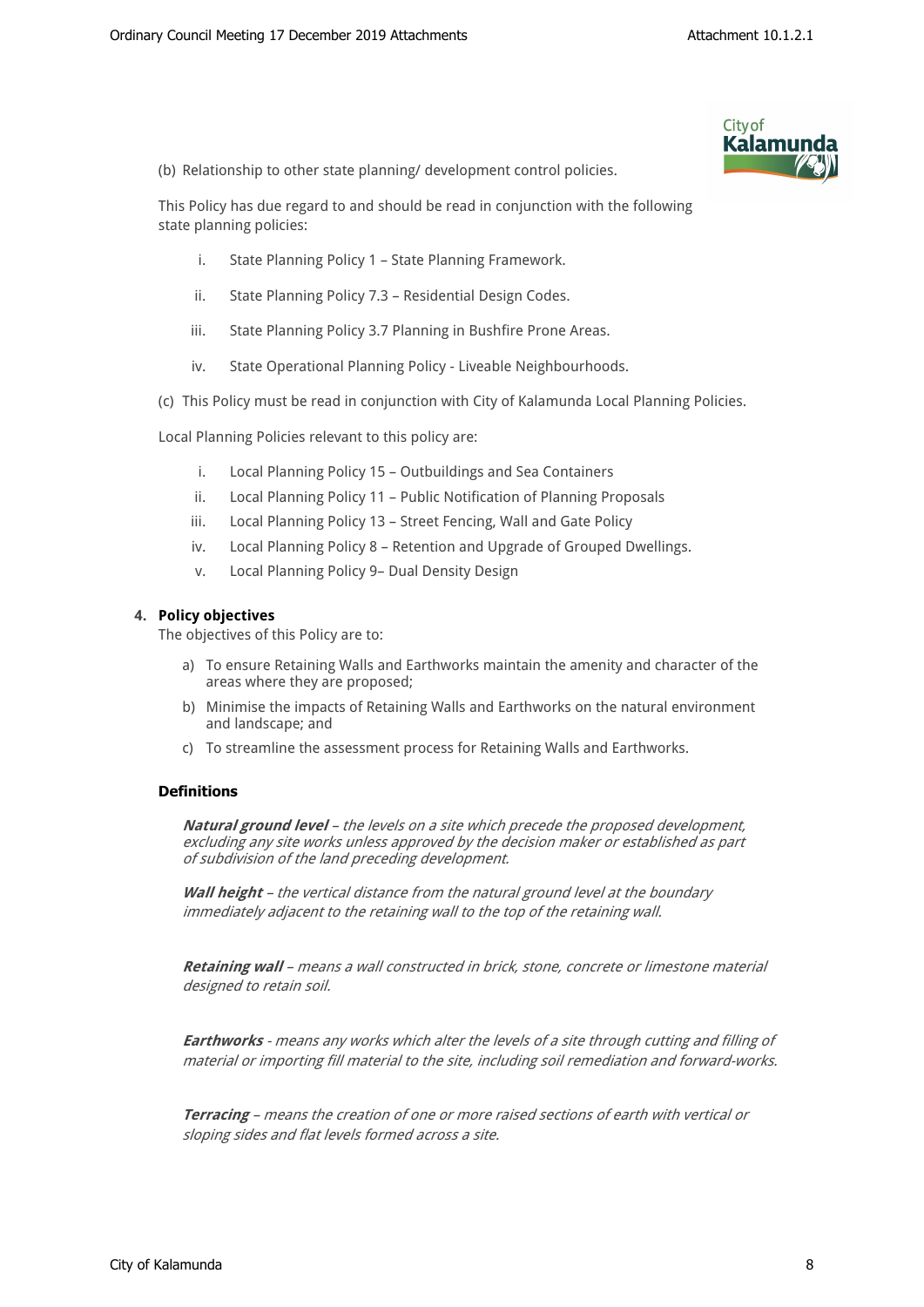(b) Relationship to other state planning/ development control policies.

This Policy has due regard to and should be read in conjunction with the following state planning policies:

i. State Planning Policy 1 – State Planning Framework.

ii. State Planning Policy 7.3 – Residential Design Codes.

iii. State Planning Policy 3.7 Planning in Bushfire Prone Areas.

iv. State Operational Planning Policy - Liveable Neighbourhoods.

(c) This Policy must be read in conjunction with City of Kalamunda Local Planning Policies.

Local Planning Policies relevant to this policy are:

i. Local Planning Policy 15 – Outbuildings and Sea Containers
ii. Local Planning Policy 11 – Public Notification of Planning Proposals
iii. Local Planning Policy 13 – Street Fencing, Wall and Gate Policy
iv. Local Planning Policy 8 – Retention and Upgrade of Grouped Dwellings.
v. Local Planning Policy 9– Dual Density Design

**4. Policy objectives**

The objectives of this Policy are to:

a) To ensure Retaining Walls and Earthworks maintain the amenity and character of the areas where they are proposed;
b) Minimise the impacts of Retaining Walls and Earthworks on the natural environment and landscape; and
c) To streamline the assessment process for Retaining Walls and Earthworks.

**Definitions**

***Natural ground level*** – *the levels on a site which precede the proposed development, excluding any site works unless approved by the decision maker or established as part of subdivision of the land preceding development.*

***Wall height*** – *the vertical distance from the natural ground level at the boundary immediately adjacent to the retaining wall to the top of the retaining wall.*

***Retaining wall*** – *means a wall constructed in brick, stone, concrete or limestone material designed to retain soil.*

***Earthworks*** - *means any works which alter the levels of a site through cutting and filling of material or importing fill material to the site, including soil remediation and forward-works.*

***Terracing*** – *means the creation of one or more raised sections of earth with vertical or sloping sides and flat levels formed across a site.*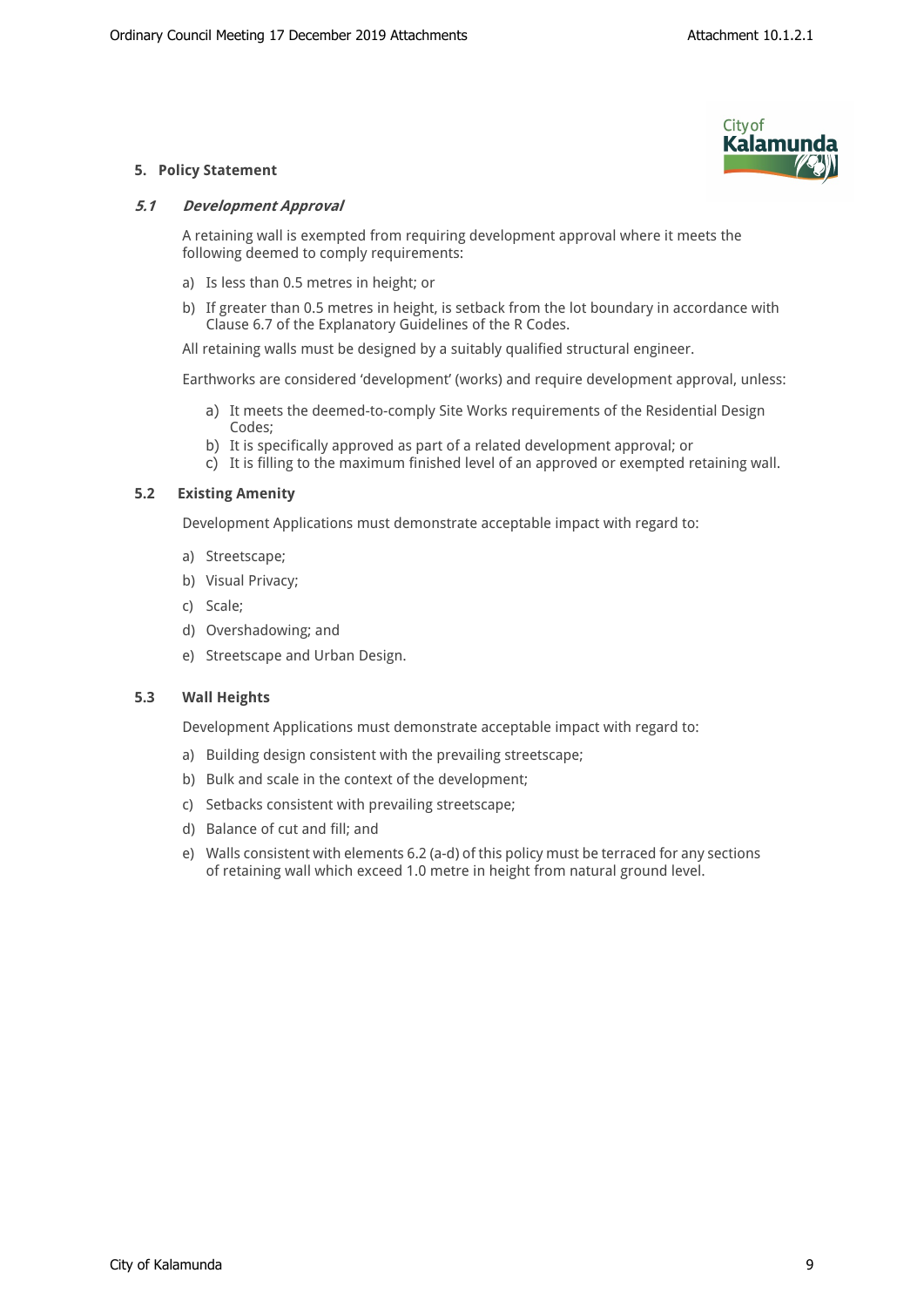## 5. Policy Statement

### *5.1 Development Approval*

A retaining wall is exempted from requiring development approval where it meets the following deemed to comply requirements:

a) Is less than 0.5 metres in height; or

b) If greater than 0.5 metres in height, is setback from the lot boundary in accordance with Clause 6.7 of the Explanatory Guidelines of the R Codes.

All retaining walls must be designed by a suitably qualified structural engineer.

Earthworks are considered 'development' (works) and require development approval, unless:

a) It meets the deemed-to-comply Site Works requirements of the Residential Design Codes;
b) It is specifically approved as part of a related development approval; or
c) It is filling to the maximum finished level of an approved or exempted retaining wall.

### 5.2 Existing Amenity

Development Applications must demonstrate acceptable impact with regard to:

a) Streetscape;

b) Visual Privacy;

c) Scale;

d) Overshadowing; and

e) Streetscape and Urban Design.

### 5.3 Wall Heights

Development Applications must demonstrate acceptable impact with regard to:

a) Building design consistent with the prevailing streetscape;

b) Bulk and scale in the context of the development;

c) Setbacks consistent with prevailing streetscape;

d) Balance of cut and fill; and

e) Walls consistent with elements 6.2 (a-d) of this policy must be terraced for any sections of retaining wall which exceed 1.0 metre in height from natural ground level.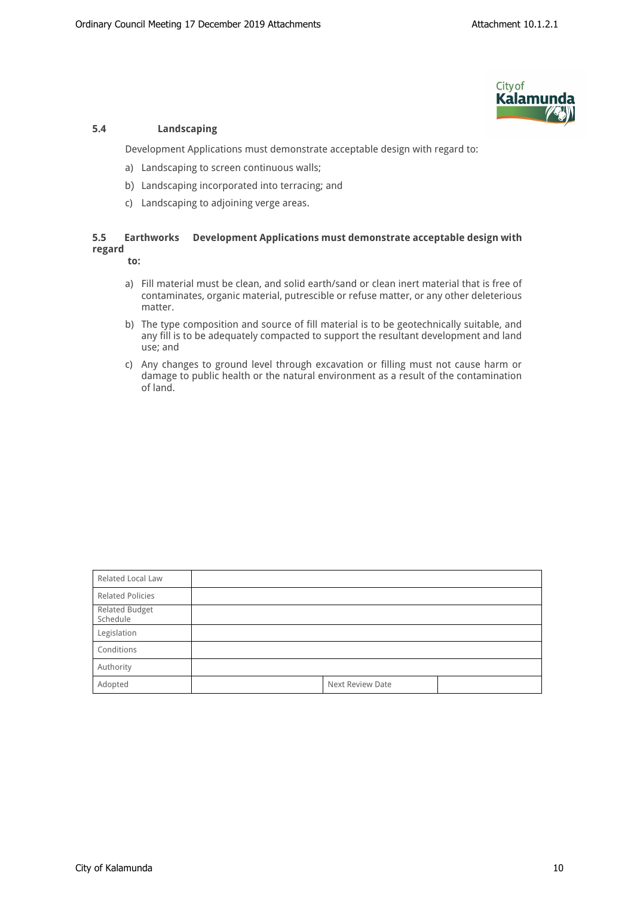### 5.4 Landscaping

Development Applications must demonstrate acceptable design with regard to:

a) Landscaping to screen continuous walls;

b) Landscaping incorporated into terracing; and

c) Landscaping to adjoining verge areas.

### 5.5 Earthworks Development Applications must demonstrate acceptable design with regard to:

a) Fill material must be clean, and solid earth/sand or clean inert material that is free of contaminates, organic material, putrescible or refuse matter, or any other deleterious matter.

b) The type composition and source of fill material is to be geotechnically suitable, and any fill is to be adequately compacted to support the resultant development and land use; and

c) Any changes to ground level through excavation or filling must not cause harm or damage to public health or the natural environment as a result of the contamination of land.

| | | | |
|---|---|---|---|
| Related Local Law | | | |
| Related Policies | | | |
| Related Budget Schedule | | | |
| Legislation | | | |
| Conditions | | | |
| Authority | | | |
| Adopted | | Next Review Date | |